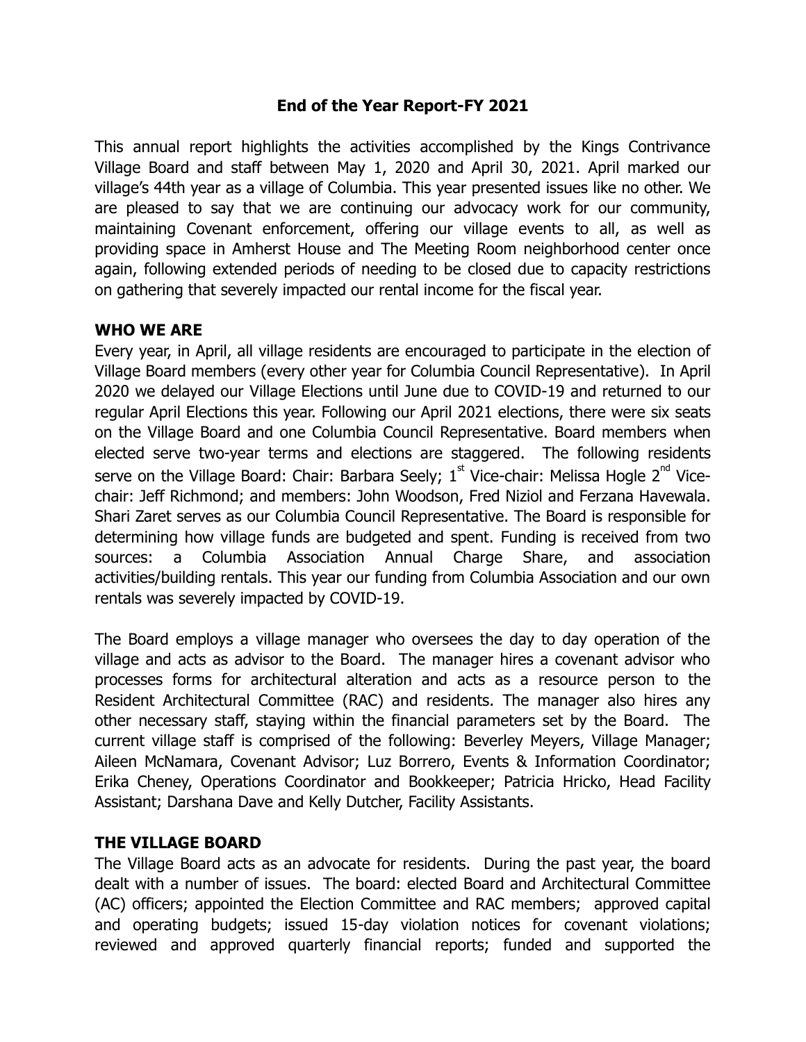# End of the Year Report-FY 2021

This annual report highlights the activities accomplished by the Kings Contrivance Village Board and staff between May 1, 2020 and April 30, 2021. April marked our village's 44th year as a village of Columbia. This year presented issues like no other. We are pleased to say that we are continuing our advocacy work for our community, maintaining Covenant enforcement, offering our village events to all, as well as providing space in Amherst House and The Meeting Room neighborhood center once again, following extended periods of needing to be closed due to capacity restrictions on gathering that severely impacted our rental income for the fiscal year.

## WHO WE ARE

Every year, in April, all village residents are encouraged to participate in the election of Village Board members (every other year for Columbia Council Representative). In April 2020 we delayed our Village Elections until June due to COVID-19 and returned to our regular April Elections this year. Following our April 2021 elections, there were six seats on the Village Board and one Columbia Council Representative. Board members when elected serve two-year terms and elections are staggered. The following residents serve on the Village Board: Chair: Barbara Seely; 1st Vice-chair: Melissa Hogle 2nd Vice-chair: Jeff Richmond; and members: John Woodson, Fred Niziol and Ferzana Havewala. Shari Zaret serves as our Columbia Council Representative. The Board is responsible for determining how village funds are budgeted and spent. Funding is received from two sources: a Columbia Association Annual Charge Share, and association activities/building rentals. This year our funding from Columbia Association and our own rentals was severely impacted by COVID-19.

The Board employs a village manager who oversees the day to day operation of the village and acts as advisor to the Board. The manager hires a covenant advisor who processes forms for architectural alteration and acts as a resource person to the Resident Architectural Committee (RAC) and residents. The manager also hires any other necessary staff, staying within the financial parameters set by the Board. The current village staff is comprised of the following: Beverley Meyers, Village Manager; Aileen McNamara, Covenant Advisor; Luz Borrero, Events & Information Coordinator; Erika Cheney, Operations Coordinator and Bookkeeper; Patricia Hricko, Head Facility Assistant; Darshana Dave and Kelly Dutcher, Facility Assistants.

## THE VILLAGE BOARD

The Village Board acts as an advocate for residents. During the past year, the board dealt with a number of issues. The board: elected Board and Architectural Committee (AC) officers; appointed the Election Committee and RAC members; approved capital and operating budgets; issued 15-day violation notices for covenant violations; reviewed and approved quarterly financial reports; funded and supported the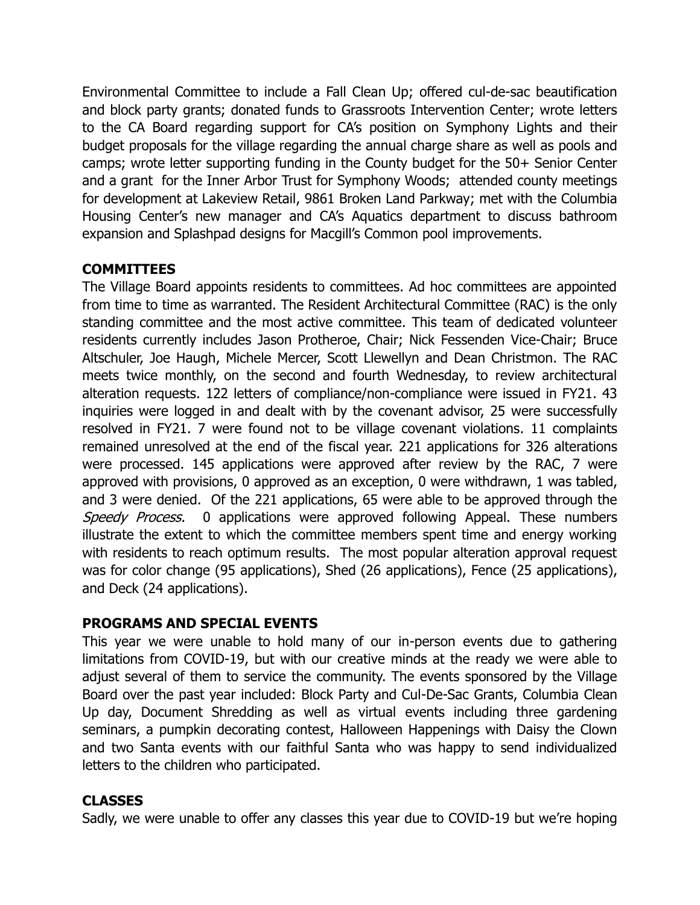Environmental Committee to include a Fall Clean Up; offered cul-de-sac beautification and block party grants; donated funds to Grassroots Intervention Center; wrote letters to the CA Board regarding support for CA's position on Symphony Lights and their budget proposals for the village regarding the annual charge share as well as pools and camps; wrote letter supporting funding in the County budget for the 50+ Senior Center and a grant for the Inner Arbor Trust for Symphony Woods; attended county meetings for development at Lakeview Retail, 9861 Broken Land Parkway; met with the Columbia Housing Center's new manager and CA's Aquatics department to discuss bathroom expansion and Splashpad designs for Macgill's Common pool improvements.

## COMMITTEES

The Village Board appoints residents to committees. Ad hoc committees are appointed from time to time as warranted. The Resident Architectural Committee (RAC) is the only standing committee and the most active committee. This team of dedicated volunteer residents currently includes Jason Protheroe, Chair; Nick Fessenden Vice-Chair; Bruce Altschuler, Joe Haugh, Michele Mercer, Scott Llewellyn and Dean Christmon. The RAC meets twice monthly, on the second and fourth Wednesday, to review architectural alteration requests. 122 letters of compliance/non-compliance were issued in FY21. 43 inquiries were logged in and dealt with by the covenant advisor, 25 were successfully resolved in FY21. 7 were found not to be village covenant violations. 11 complaints remained unresolved at the end of the fiscal year. 221 applications for 326 alterations were processed. 145 applications were approved after review by the RAC, 7 were approved with provisions, 0 approved as an exception, 0 were withdrawn, 1 was tabled, and 3 were denied. Of the 221 applications, 65 were able to be approved through the *Speedy Process.* 0 applications were approved following Appeal. These numbers illustrate the extent to which the committee members spent time and energy working with residents to reach optimum results. The most popular alteration approval request was for color change (95 applications), Shed (26 applications), Fence (25 applications), and Deck (24 applications).

## PROGRAMS AND SPECIAL EVENTS

This year we were unable to hold many of our in-person events due to gathering limitations from COVID-19, but with our creative minds at the ready we were able to adjust several of them to service the community. The events sponsored by the Village Board over the past year included: Block Party and Cul-De-Sac Grants, Columbia Clean Up day, Document Shredding as well as virtual events including three gardening seminars, a pumpkin decorating contest, Halloween Happenings with Daisy the Clown and two Santa events with our faithful Santa who was happy to send individualized letters to the children who participated.

## CLASSES

Sadly, we were unable to offer any classes this year due to COVID-19 but we're hoping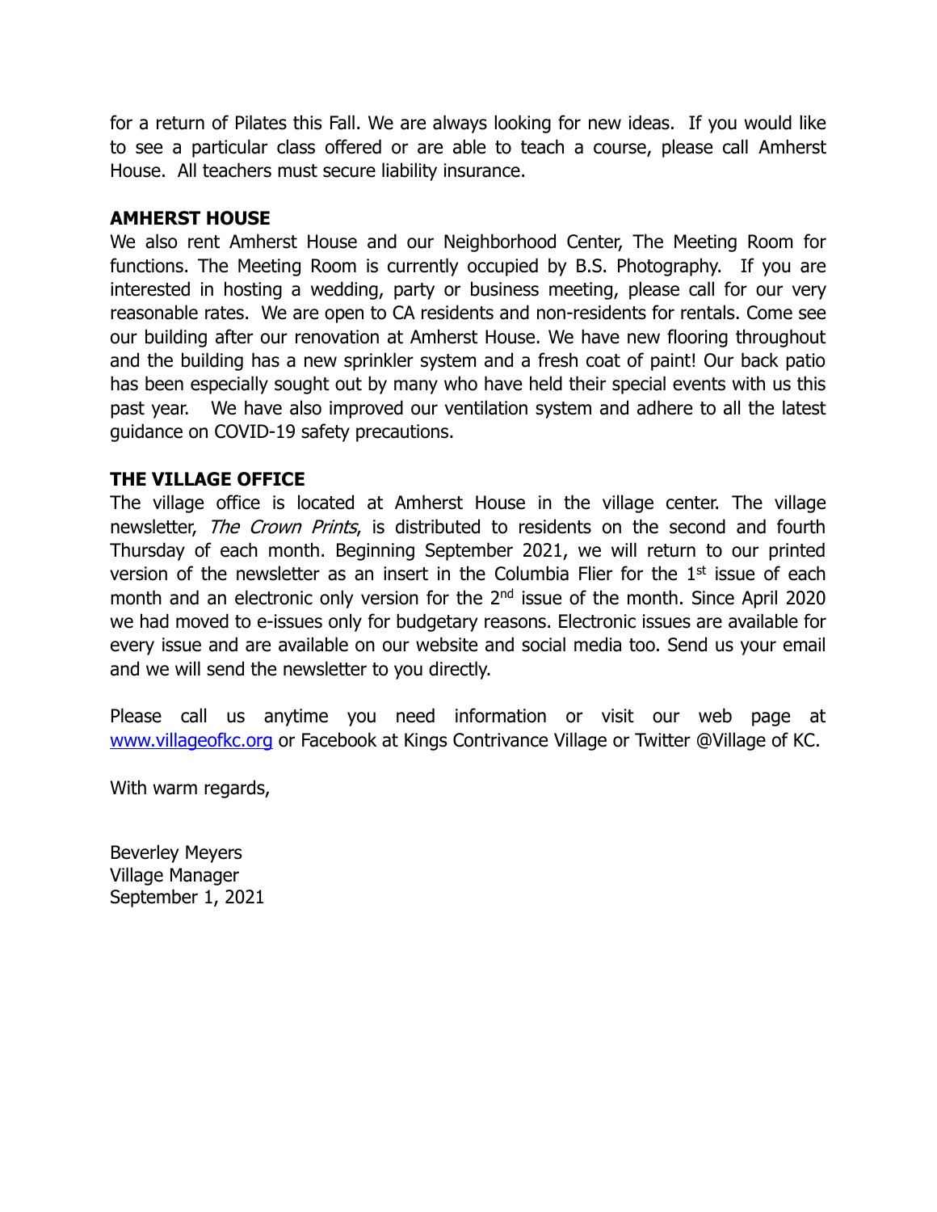for a return of Pilates this Fall. We are always looking for new ideas. If you would like to see a particular class offered or are able to teach a course, please call Amherst House. All teachers must secure liability insurance.

**AMHERST HOUSE**

We also rent Amherst House and our Neighborhood Center, The Meeting Room for functions. The Meeting Room is currently occupied by B.S. Photography. If you are interested in hosting a wedding, party or business meeting, please call for our very reasonable rates. We are open to CA residents and non-residents for rentals. Come see our building after our renovation at Amherst House. We have new flooring throughout and the building has a new sprinkler system and a fresh coat of paint! Our back patio has been especially sought out by many who have held their special events with us this past year. We have also improved our ventilation system and adhere to all the latest guidance on COVID-19 safety precautions.

**THE VILLAGE OFFICE**

The village office is located at Amherst House in the village center. The village newsletter, *The Crown Prints*, is distributed to residents on the second and fourth Thursday of each month. Beginning September 2021, we will return to our printed version of the newsletter as an insert in the Columbia Flier for the 1st issue of each month and an electronic only version for the 2nd issue of the month. Since April 2020 we had moved to e-issues only for budgetary reasons. Electronic issues are available for every issue and are available on our website and social media too. Send us your email and we will send the newsletter to you directly.

Please call us anytime you need information or visit our web page at [www.villageofkc.org](http://www.villageofkc.org) or Facebook at Kings Contrivance Village or Twitter @Village of KC.

With warm regards,

Beverley Meyers
Village Manager
September 1, 2021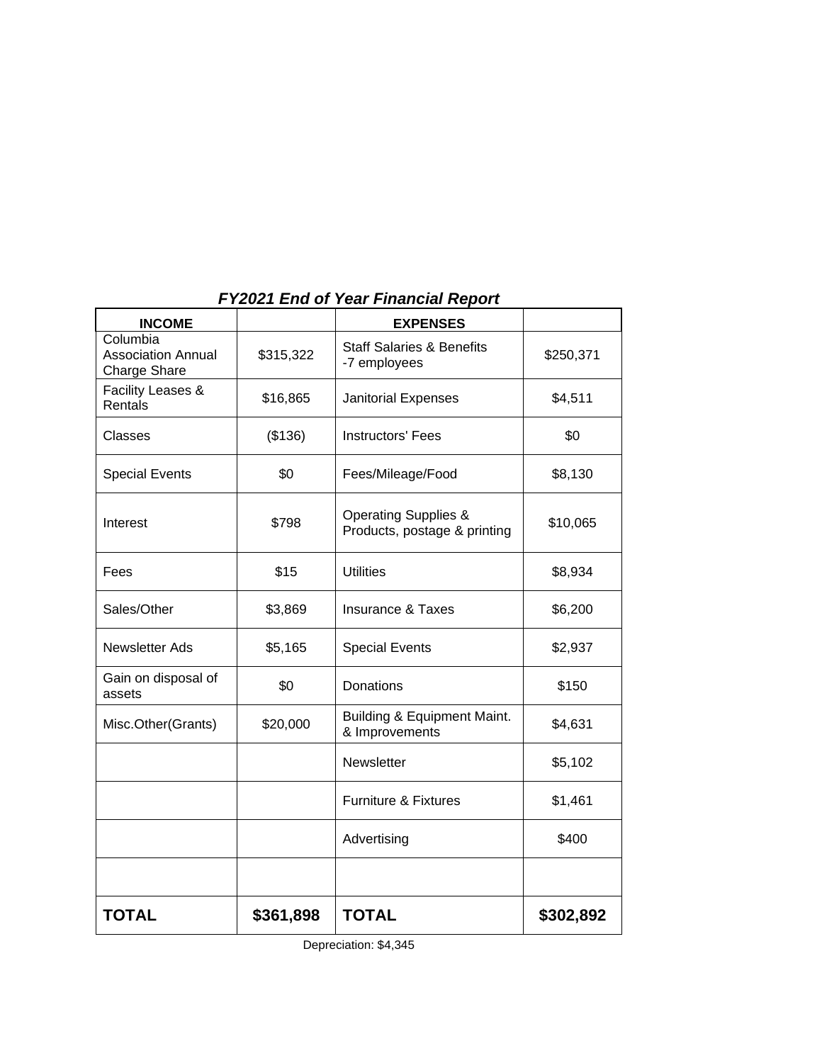***FY2021 End of Year Financial Report***

| **INCOME** | | **EXPENSES** | |
|---|---|---|---|
| Columbia Association Annual Charge Share | $315,322 | Staff Salaries & Benefits -7 employees | $250,371 |
| Facility Leases & Rentals | $16,865 | Janitorial Expenses | $4,511 |
| Classes | ($136) | Instructors' Fees | $0 |
| Special Events | $0 | Fees/Mileage/Food | $8,130 |
| Interest | $798 | Operating Supplies & Products, postage & printing | $10,065 |
| Fees | $15 | Utilities | $8,934 |
| Sales/Other | $3,869 | Insurance & Taxes | $6,200 |
| Newsletter Ads | $5,165 | Special Events | $2,937 |
| Gain on disposal of assets | $0 | Donations | $150 |
| Misc.Other(Grants) | $20,000 | Building & Equipment Maint. & Improvements | $4,631 |
| | | Newsletter | $5,102 |
| | | Furniture & Fixtures | $1,461 |
| | | Advertising | $400 |
| | | | |
| **TOTAL** | **$361,898** | **TOTAL** | **$302,892** |

Depreciation: $4,345